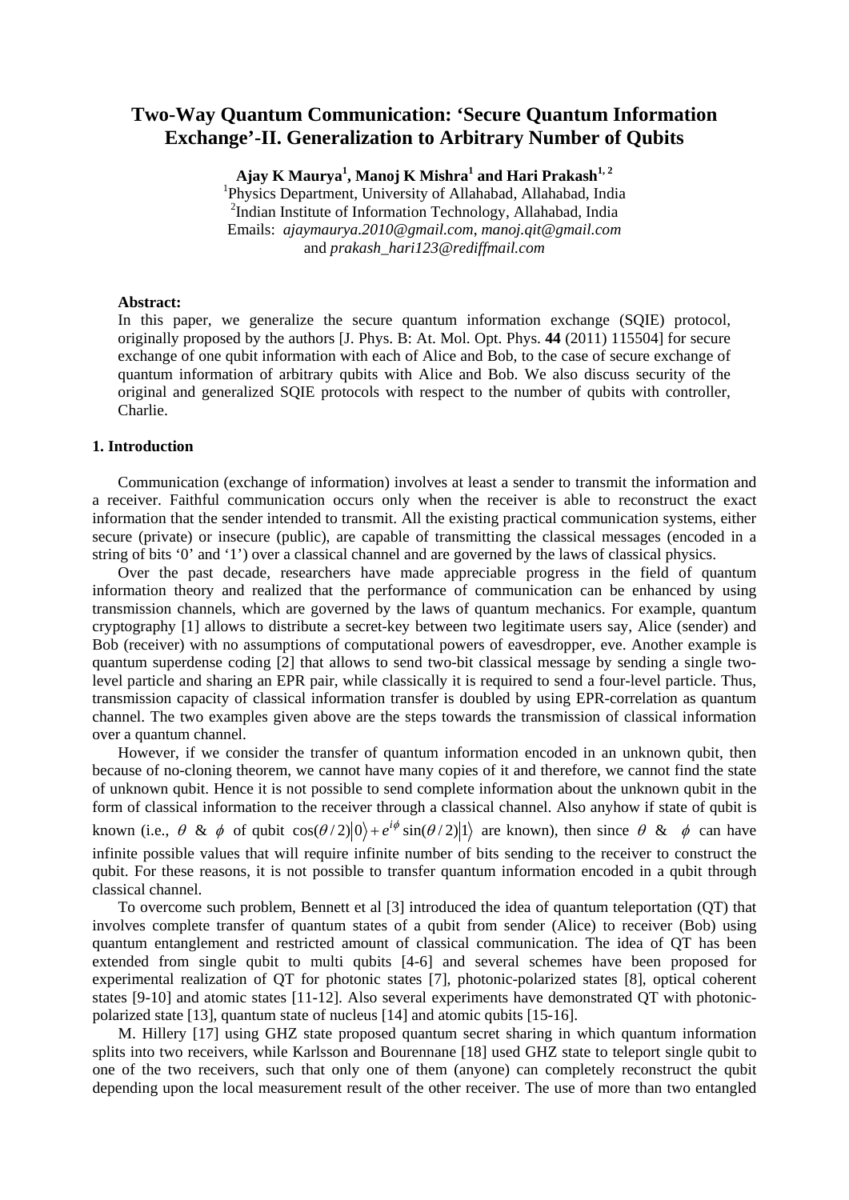# Two-Way Quantum Communication: 'Secure Quantum Information Exchange'-II. Generalization to Arbitrary Number of Qubits

**Ajay K Maurya[1], Manoj K Mishra[1] and Hari Prakash[1, 2]**

[1]Physics Department, University of Allahabad, Allahabad, India
[2]Indian Institute of Information Technology, Allahabad, India
Emails: *ajaymaurya.2010@gmail.com*, *manoj.qit@gmail.com* and *prakash_hari123@rediffmail.com*

**Abstract:**

In this paper, we generalize the secure quantum information exchange (SQIE) protocol, originally proposed by the authors [J. Phys. B: At. Mol. Opt. Phys. **44** (2011) 115504] for secure exchange of one qubit information with each of Alice and Bob, to the case of secure exchange of quantum information of arbitrary qubits with Alice and Bob. We also discuss security of the original and generalized SQIE protocols with respect to the number of qubits with controller, Charlie.

## 1. Introduction

Communication (exchange of information) involves at least a sender to transmit the information and a receiver. Faithful communication occurs only when the receiver is able to reconstruct the exact information that the sender intended to transmit. All the existing practical communication systems, either secure (private) or insecure (public), are capable of transmitting the classical messages (encoded in a string of bits '0' and '1') over a classical channel and are governed by the laws of classical physics.

Over the past decade, researchers have made appreciable progress in the field of quantum information theory and realized that the performance of communication can be enhanced by using transmission channels, which are governed by the laws of quantum mechanics. For example, quantum cryptography [1] allows to distribute a secret-key between two legitimate users say, Alice (sender) and Bob (receiver) with no assumptions of computational powers of eavesdropper, eve. Another example is quantum superdense coding [2] that allows to send two-bit classical message by sending a single two-level particle and sharing an EPR pair, while classically it is required to send a four-level particle. Thus, transmission capacity of classical information transfer is doubled by using EPR-correlation as quantum channel. The two examples given above are the steps towards the transmission of classical information over a quantum channel.

However, if we consider the transfer of quantum information encoded in an unknown qubit, then because of no-cloning theorem, we cannot have many copies of it and therefore, we cannot find the state of unknown qubit. Hence it is not possible to send complete information about the unknown qubit in the form of classical information to the receiver through a classical channel. Also anyhow if state of qubit is known (i.e., $\theta$ & $\phi$ of qubit $\cos(\theta/2)|0\rangle + e^{i\phi}\sin(\theta/2)|1\rangle$ are known), then since $\theta$ & $\phi$ can have infinite possible values that will require infinite number of bits sending to the receiver to construct the qubit. For these reasons, it is not possible to transfer quantum information encoded in a qubit through classical channel.

To overcome such problem, Bennett et al [3] introduced the idea of quantum teleportation (QT) that involves complete transfer of quantum states of a qubit from sender (Alice) to receiver (Bob) using quantum entanglement and restricted amount of classical communication. The idea of QT has been extended from single qubit to multi qubits [4-6] and several schemes have been proposed for experimental realization of QT for photonic states [7], photonic-polarized states [8], optical coherent states [9-10] and atomic states [11-12]. Also several experiments have demonstrated QT with photonic-polarized state [13], quantum state of nucleus [14] and atomic qubits [15-16].

M. Hillery [17] using GHZ state proposed quantum secret sharing in which quantum information splits into two receivers, while Karlsson and Bourennane [18] used GHZ state to teleport single qubit to one of the two receivers, such that only one of them (anyone) can completely reconstruct the qubit depending upon the local measurement result of the other receiver. The use of more than two entangled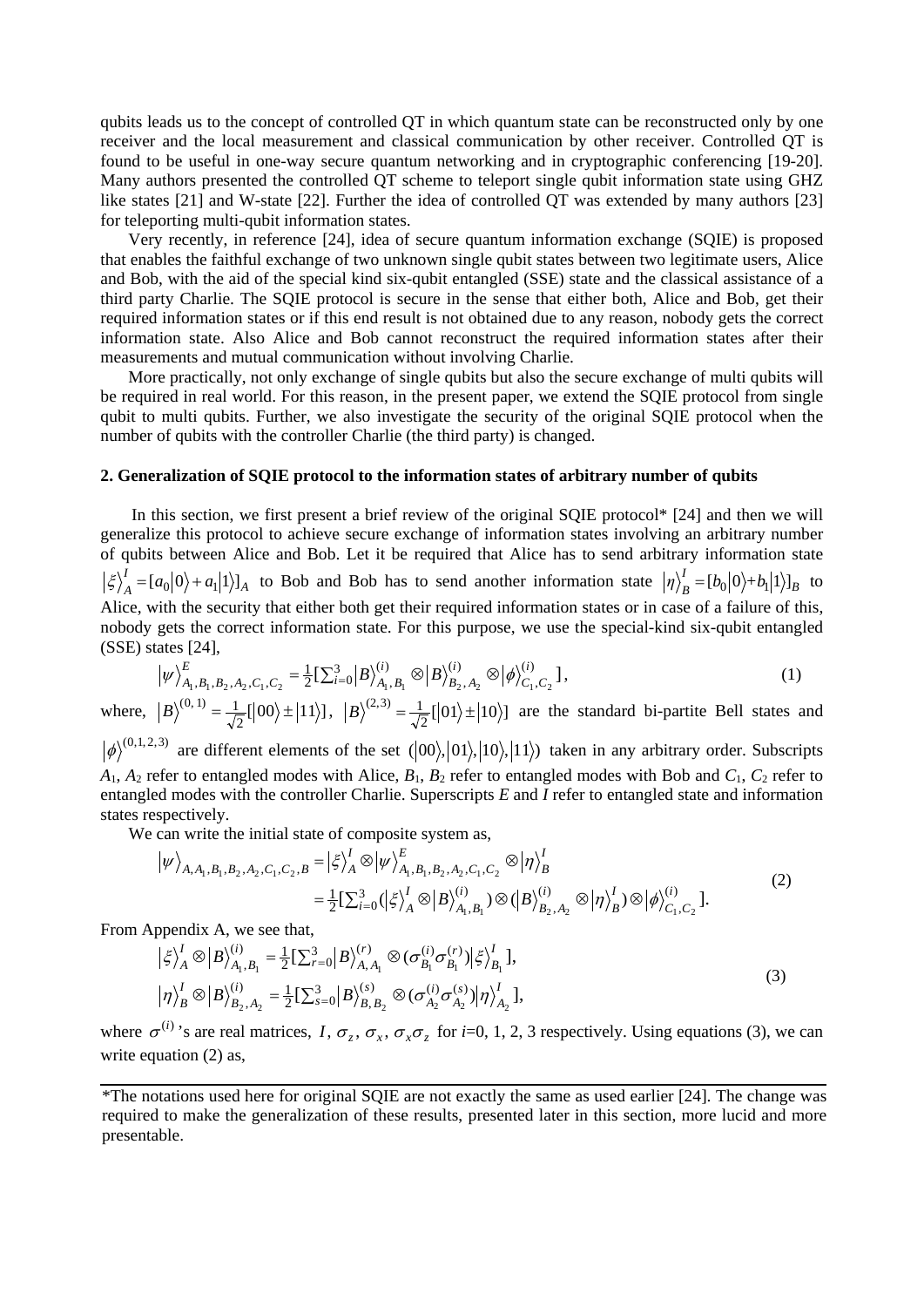qubits leads us to the concept of controlled QT in which quantum state can be reconstructed only by one receiver and the local measurement and classical communication by other receiver. Controlled QT is found to be useful in one-way secure quantum networking and in cryptographic conferencing [19-20]. Many authors presented the controlled QT scheme to teleport single qubit information state using GHZ like states [21] and W-state [22]. Further the idea of controlled QT was extended by many authors [23] for teleporting multi-qubit information states.

Very recently, in reference [24], idea of secure quantum information exchange (SQIE) is proposed that enables the faithful exchange of two unknown single qubit states between two legitimate users, Alice and Bob, with the aid of the special kind six-qubit entangled (SSE) state and the classical assistance of a third party Charlie. The SQIE protocol is secure in the sense that either both, Alice and Bob, get their required information states or if this end result is not obtained due to any reason, nobody gets the correct information state. Also Alice and Bob cannot reconstruct the required information states after their measurements and mutual communication without involving Charlie.

More practically, not only exchange of single qubits but also the secure exchange of multi qubits will be required in real world. For this reason, in the present paper, we extend the SQIE protocol from single qubit to multi qubits. Further, we also investigate the security of the original SQIE protocol when the number of qubits with the controller Charlie (the third party) is changed.

## 2. Generalization of SQIE protocol to the information states of arbitrary number of qubits

In this section, we first present a brief review of the original SQIE protocol* [24] and then we will generalize this protocol to achieve secure exchange of information states involving an arbitrary number of qubits between Alice and Bob. Let it be required that Alice has to send arbitrary information state $|\xi\rangle_A^I = [a_0|0\rangle + a_1|1\rangle]_A$ to Bob and Bob has to send another information state $|\eta\rangle_B^I = [b_0|0\rangle + b_1|1\rangle]_B$ to Alice, with the security that either both get their required information states or in case of a failure of this, nobody gets the correct information state. For this purpose, we use the special-kind six-qubit entangled (SSE) states [24],

$$|\psi\rangle^E_{A_1,B_1,B_2,A_2,C_1,C_2} = \tfrac{1}{2}[\textstyle\sum_{i=0}^{3} |B\rangle^{(i)}_{A_1,B_1} \otimes |B\rangle^{(i)}_{B_2,A_2} \otimes |\phi\rangle^{(i)}_{C_1,C_2}], \tag{1}$$

where, $|B\rangle^{(0,1)} = \frac{1}{\sqrt{2}}[|00\rangle \pm |11\rangle]$, $|B\rangle^{(2,3)} = \frac{1}{\sqrt{2}}[|01\rangle \pm |10\rangle]$ are the standard bi-partite Bell states and $|\phi\rangle^{(0,1,2,3)}$ are different elements of the set $(|00\rangle, |01\rangle, |10\rangle, |11\rangle)$ taken in any arbitrary order. Subscripts $A_1$, $A_2$ refer to entangled modes with Alice, $B_1$, $B_2$ refer to entangled modes with Bob and $C_1$, $C_2$ refer to entangled modes with the controller Charlie. Superscripts $E$ and $I$ refer to entangled state and information states respectively.

We can write the initial state of composite system as,

$$\begin{aligned}|\psi\rangle_{A,A_1,B_1,B_2,A_2,C_1,C_2,B} &= |\xi\rangle_A^I \otimes |\psi\rangle^E_{A_1,B_1,B_2,A_2,C_1,C_2} \otimes |\eta\rangle_B^I \\ &= \tfrac{1}{2}[\textstyle\sum_{i=0}^{3} (|\xi\rangle_A^I \otimes |B\rangle^{(i)}_{A_1,B_1}) \otimes (|B\rangle^{(i)}_{B_2,A_2} \otimes |\eta\rangle_B^I) \otimes |\phi\rangle^{(i)}_{C_1,C_2}].\end{aligned} \tag{2}$$

From Appendix A, we see that,

$$\begin{aligned}|\xi\rangle_A^I \otimes |B\rangle^{(i)}_{A_1,B_1} &= \tfrac{1}{2}[\textstyle\sum_{r=0}^{3} |B\rangle^{(r)}_{A,A_1} \otimes (\sigma^{(i)}_{B_1}\sigma^{(r)}_{B_1})|\xi\rangle^I_{B_1}], \\ |\eta\rangle_B^I \otimes |B\rangle^{(i)}_{B_2,A_2} &= \tfrac{1}{2}[\textstyle\sum_{s=0}^{3} |B\rangle^{(s)}_{B,B_2} \otimes (\sigma^{(i)}_{A_2}\sigma^{(s)}_{A_2})|\eta\rangle^I_{A_2}],\end{aligned} \tag{3}$$

where $\sigma^{(i)}$'s are real matrices, $I$, $\sigma_z$, $\sigma_x$, $\sigma_x\sigma_z$ for $i$=0, 1, 2, 3 respectively. Using equations (3), we can write equation (2) as,

---

*The notations used here for original SQIE are not exactly the same as used earlier [24]. The change was required to make the generalization of these results, presented later in this section, more lucid and more presentable.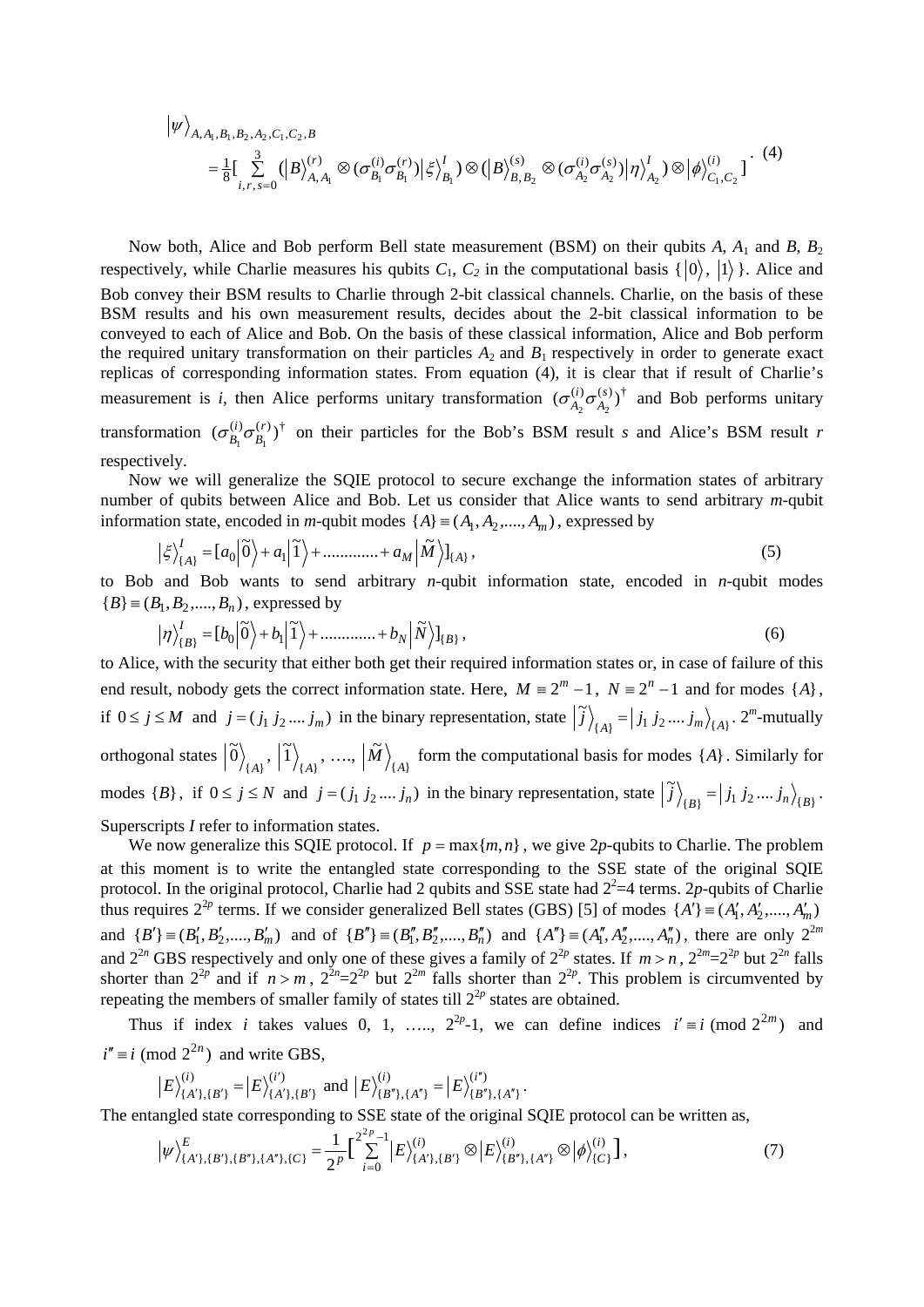$$
\begin{aligned}
&\left|\psi\right\rangle_{A,A_1,B_1,B_2,A_2,C_1,C_2,B} \\
&= \tfrac{1}{8}\Big[\sum_{i,r,s=0}^{3}\big(\left|B\right\rangle^{(r)}_{A,A_1}\otimes(\sigma^{(i)}_{B_1}\sigma^{(r)}_{B_1})\left|\xi\right\rangle^{I}_{B_1}\big)\otimes\big(\left|B\right\rangle^{(s)}_{B,B_2}\otimes(\sigma^{(i)}_{A_2}\sigma^{(s)}_{A_2})\left|\eta\right\rangle^{I}_{A_2}\big)\otimes\left|\phi\right\rangle^{(i)}_{C_1,C_2}\Big].
\end{aligned}
\tag{4}
$$

Now both, Alice and Bob perform Bell state measurement (BSM) on their qubits $A$, $A_1$ and $B$, $B_2$ respectively, while Charlie measures his qubits $C_1$, $C_2$ in the computational basis $\{\left|0\right\rangle, \left|1\right\rangle\}$. Alice and Bob convey their BSM results to Charlie through 2-bit classical channels. Charlie, on the basis of these BSM results and his own measurement results, decides about the 2-bit classical information to be conveyed to each of Alice and Bob. On the basis of these classical information, Alice and Bob perform the required unitary transformation on their particles $A_2$ and $B_1$ respectively in order to generate exact replicas of corresponding information states. From equation (4), it is clear that if result of Charlie's measurement is $i$, then Alice performs unitary transformation $(\sigma^{(i)}_{A_2}\sigma^{(s)}_{A_2})^{\dagger}$ and Bob performs unitary transformation $(\sigma^{(i)}_{B_1}\sigma^{(r)}_{B_1})^{\dagger}$ on their particles for the Bob's BSM result $s$ and Alice's BSM result $r$ respectively.

Now we will generalize the SQIE protocol to secure exchange the information states of arbitrary number of qubits between Alice and Bob. Let us consider that Alice wants to send arbitrary $m$-qubit information state, encoded in $m$-qubit modes $\{A\}\equiv(A_1, A_2, \ldots, A_m)$, expressed by

$$
\left|\xi\right\rangle^{I}_{\{A\}} = [a_0\left|\tilde{0}\right\rangle + a_1\left|\tilde{1}\right\rangle + \ldots\ldots\ldots + a_M\left|\tilde{M}\right\rangle]_{\{A\}}, \tag{5}
$$

to Bob and Bob wants to send arbitrary $n$-qubit information state, encoded in $n$-qubit modes $\{B\}\equiv(B_1, B_2, \ldots, B_n)$, expressed by

$$
\left|\eta\right\rangle^{I}_{\{B\}} = [b_0\left|\tilde{0}\right\rangle + b_1\left|\tilde{1}\right\rangle + \ldots\ldots\ldots + b_N\left|\tilde{N}\right\rangle]_{\{B\}}, \tag{6}
$$

to Alice, with the security that either both get their required information states or, in case of failure of this end result, nobody gets the correct information state. Here, $M \equiv 2^m - 1$, $N \equiv 2^n - 1$ and for modes $\{A\}$, if $0 \le j \le M$ and $j = (j_1\, j_2 \ldots j_m)$ in the binary representation, state $\left|\tilde{j}\right\rangle_{\{A\}} = \left|j_1\, j_2 \ldots j_m\right\rangle_{\{A\}}$. $2^m$-mutually orthogonal states $\left|\tilde{0}\right\rangle_{\{A\}}$, $\left|\tilde{1}\right\rangle_{\{A\}}$, …., $\left|\tilde{M}\right\rangle_{\{A\}}$ form the computational basis for modes $\{A\}$. Similarly for modes $\{B\}$, if $0 \le j \le N$ and $j = (j_1\, j_2 \ldots j_n)$ in the binary representation, state $\left|\tilde{j}\right\rangle_{\{B\}} = \left|j_1\, j_2 \ldots j_n\right\rangle_{\{B\}}$. Superscripts $I$ refer to information states.

We now generalize this SQIE protocol. If $p = \max\{m, n\}$, we give $2p$-qubits to Charlie. The problem at this moment is to write the entangled state corresponding to the SSE state of the original SQIE protocol. In the original protocol, Charlie had 2 qubits and SSE state had $2^2$=4 terms. $2p$-qubits of Charlie thus requires $2^{2p}$ terms. If we consider generalized Bell states (GBS) [5] of modes $\{A'\}\equiv(A'_1, A'_2, \ldots, A'_m)$ and $\{B'\}\equiv(B'_1, B'_2, \ldots, B'_m)$ and of $\{B''\}\equiv(B''_1, B''_2, \ldots, B''_n)$ and $\{A''\}\equiv(A''_1, A''_2, \ldots, A''_n)$, there are only $2^{2m}$ and $2^{2n}$ GBS respectively and only one of these gives a family of $2^{2p}$ states. If $m > n$, $2^{2m}$=$2^{2p}$ but $2^{2n}$ falls shorter than $2^{2p}$ and if $n > m$, $2^{2n}$=$2^{2p}$ but $2^{2m}$ falls shorter than $2^{2p}$. This problem is circumvented by repeating the members of smaller family of states till $2^{2p}$ states are obtained.

Thus if index $i$ takes values 0, 1, ….., $2^{2p}$-1, we can define indices $i' \equiv i \pmod{2^{2m}}$ and $i'' \equiv i \pmod{2^{2n}}$ and write GBS,

$$
\left|E\right\rangle^{(i)}_{\{A'\},\{B'\}} = \left|E\right\rangle^{(i')}_{\{A'\},\{B'\}} \text{ and } \left|E\right\rangle^{(i)}_{\{B''\},\{A''\}} = \left|E\right\rangle^{(i'')}_{\{B''\},\{A''\}}.
$$

The entangled state corresponding to SSE state of the original SQIE protocol can be written as,

$$
\left|\psi\right\rangle^{E}_{\{A'\},\{B'\},\{B''\},\{A''\},\{C\}} = \frac{1}{2^p}\Big[\sum_{i=0}^{2^{2p}-1}\left|E\right\rangle^{(i)}_{\{A'\},\{B'\}}\otimes\left|E\right\rangle^{(i)}_{\{B''\},\{A''\}}\otimes\left|\phi\right\rangle^{(i)}_{\{C\}}\Big], \tag{7}
$$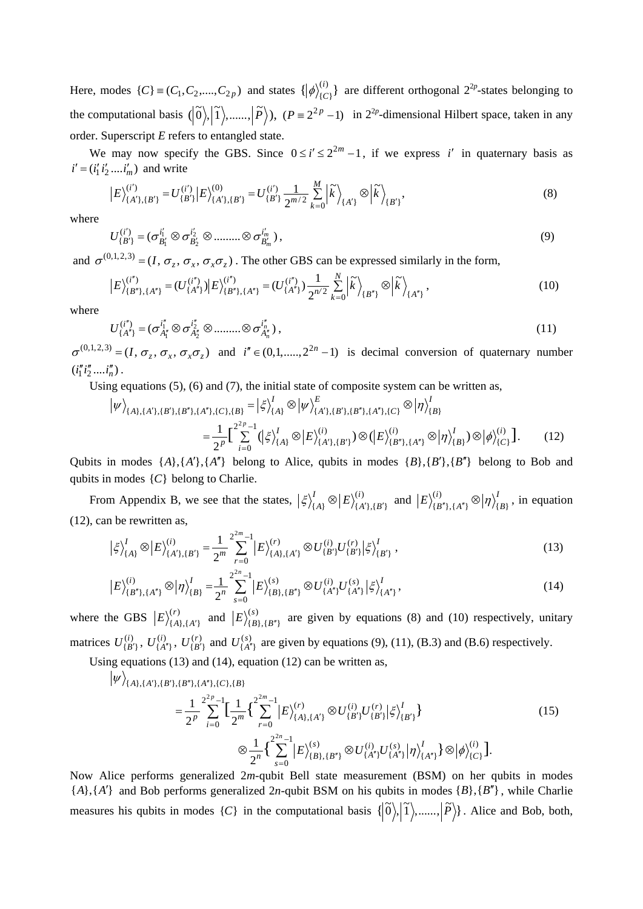Here, modes $\{C\} \equiv (C_1, C_2, ...., C_{2p})$ and states $\{|\phi\rangle_{\{C\}}^{(i)}\}$ are different orthogonal $2^{2p}$-states belonging to the computational basis $(|\widetilde{0}\rangle, |\widetilde{1}\rangle, ......, |\widetilde{P}\rangle)$, $(P \equiv 2^{2p} - 1)$ in $2^{2p}$-dimensional Hilbert space, taken in any order. Superscript $E$ refers to entangled state.

We may now specify the GBS. Since $0 \le i' \le 2^{2m} - 1$, if we express $i'$ in quaternary basis as $i' = (i'_1 i'_2 ....i'_m)$ and write

$$\left|E\right\rangle_{\{A'\},\{B'\}}^{(i')} = U_{\{B'\}}^{(i')}\left|E\right\rangle_{\{A'\},\{B'\}}^{(0)} = U_{\{B'\}}^{(i')}\frac{1}{2^{m/2}}\sum_{k=0}^{M}\left|\widetilde{k}\right\rangle_{\{A'\}}\otimes\left|\widetilde{k}\right\rangle_{\{B'\}}, \tag{8}$$

where

$$U_{\{B'\}}^{(i')} = (\sigma_{B'_1}^{i'_1} \otimes \sigma_{B'_2}^{i'_2} \otimes ......... \otimes \sigma_{B'_m}^{i'_m}), \tag{9}$$

and $\sigma^{(0,1,2,3)} = (I, \sigma_z, \sigma_x, \sigma_x\sigma_z)$. The other GBS can be expressed similarly in the form,

$$\left|E\right\rangle_{\{B''\},\{A''\}}^{(i'')} = (U_{\{A''\}}^{(i'')})\left|E\right\rangle_{\{B''\},\{A''\}}^{(i'')} = (U_{\{A''\}}^{(i'')})\frac{1}{2^{n/2}}\sum_{k=0}^{N}\left|\widetilde{k}\right\rangle_{\{B''\}}\otimes\left|\widetilde{k}\right\rangle_{\{A''\}}, \tag{10}$$

where

$$U_{\{A''\}}^{(i'')} = (\sigma_{A''_1}^{i''_1} \otimes \sigma_{A''_2}^{i''_2} \otimes ......... \otimes \sigma_{A''_n}^{i''_n}), \tag{11}$$

$\sigma^{(0,1,2,3)} = (I, \sigma_z, \sigma_x, \sigma_x\sigma_z)$ and $i'' \in (0,1,.....,2^{2n} - 1)$ is decimal conversion of quaternary number $(i''_1 i''_2 ....i''_n)$.

Using equations (5), (6) and (7), the initial state of composite system can be written as,

$$\begin{aligned}\left|\psi\right\rangle_{\{A\},\{A'\},\{B'\},\{B''\},\{A''\},\{C\},\{B\}} &= \left|\xi\right\rangle_{\{A\}}^{I}\otimes\left|\psi\right\rangle_{\{A'\},\{B'\},\{B''\},\{A''\},\{C\}}^{E}\otimes\left|\eta\right\rangle_{\{B\}}^{I} \\ &= \frac{1}{2^p}\Big[\sum_{i=0}^{2^{2p}-1}(\left|\xi\right\rangle_{\{A\}}^{I}\otimes\left|E\right\rangle_{\{A'\},\{B'\}}^{(i)})\otimes(\left|E\right\rangle_{\{B''\},\{A''\}}^{(i)}\otimes\left|\eta\right\rangle_{\{B\}}^{I})\otimes\left|\phi\right\rangle_{\{C\}}^{(i)}\Big].\end{aligned} \tag{12}$$

Qubits in modes $\{A\},\{A'\},\{A''\}$ belong to Alice, qubits in modes $\{B\},\{B'\},\{B''\}$ belong to Bob and qubits in modes $\{C\}$ belong to Charlie.

From Appendix B, we see that the states, $\left|\xi\right\rangle_{\{A\}}^{I}\otimes\left|E\right\rangle_{\{A'\},\{B'\}}^{(i)}$ and $\left|E\right\rangle_{\{B''\},\{A''\}}^{(i)}\otimes\left|\eta\right\rangle_{\{B\}}^{I}$, in equation (12), can be rewritten as,

$$\left|\xi\right\rangle_{\{A\}}^{I}\otimes\left|E\right\rangle_{\{A'\},\{B'\}}^{(i)} = \frac{1}{2^m}\sum_{r=0}^{2^{2m}-1}\left|E\right\rangle_{\{A\},\{A'\}}^{(r)}\otimes U_{\{B'\}}^{(i)}U_{\{B'\}}^{(r)}\left|\xi\right\rangle_{\{B'\}}^{I}, \tag{13}$$

$$\left|E\right\rangle_{\{B''\},\{A''\}}^{(i)}\otimes\left|\eta\right\rangle_{\{B\}}^{I} = \frac{1}{2^n}\sum_{s=0}^{2^{2n}-1}\left|E\right\rangle_{\{B\},\{B''\}}^{(s)}\otimes U_{\{A''\}}^{(i)}U_{\{A''\}}^{(s)}\left|\xi\right\rangle_{\{A''\}}^{I}, \tag{14}$$

where the GBS $\left|E\right\rangle_{\{A\},\{A'\}}^{(r)}$ and $\left|E\right\rangle_{\{B\},\{B''\}}^{(s)}$ are given by equations (8) and (10) respectively, unitary matrices $U_{\{B'\}}^{(i)}$, $U_{\{A''\}}^{(i)}$, $U_{\{B'\}}^{(r)}$ and $U_{\{A''\}}^{(s)}$ are given by equations (9), (11), (B.3) and (B.6) respectively.

Using equations (13) and (14), equation (12) can be written as,

$$\begin{aligned}&\left|\psi\right\rangle_{\{A\},\{A'\},\{B'\},\{B''\},\{A''\},\{C\},\{B\}} \\ &= \frac{1}{2^p}\sum_{i=0}^{2^{2p}-1}\Big[\frac{1}{2^m}\Big\{\sum_{r=0}^{2^{2m}-1}\left|E\right\rangle_{\{A\},\{A'\}}^{(r)}\otimes U_{\{B'\}}^{(i)}U_{\{B'\}}^{(r)}\left|\xi\right\rangle_{\{B'\}}^{I}\Big\} \\ &\qquad\otimes\frac{1}{2^n}\Big\{\sum_{s=0}^{2^{2n}-1}\left|E\right\rangle_{\{B\},\{B''\}}^{(s)}\otimes U_{\{A''\}}^{(i)}U_{\{A''\}}^{(s)}\left|\eta\right\rangle_{\{A''\}}^{I}\Big\}\otimes\left|\phi\right\rangle_{\{C\}}^{(i)}\Big].\end{aligned} \tag{15}$$

Now Alice performs generalized $2m$-qubit Bell state measurement (BSM) on her qubits in modes $\{A\},\{A'\}$ and Bob performs generalized $2n$-qubit BSM on his qubits in modes $\{B\},\{B''\}$, while Charlie measures his qubits in modes $\{C\}$ in the computational basis $\{|\widetilde{0}\rangle, |\widetilde{1}\rangle, ......, |\widetilde{P}\rangle\}$. Alice and Bob, both,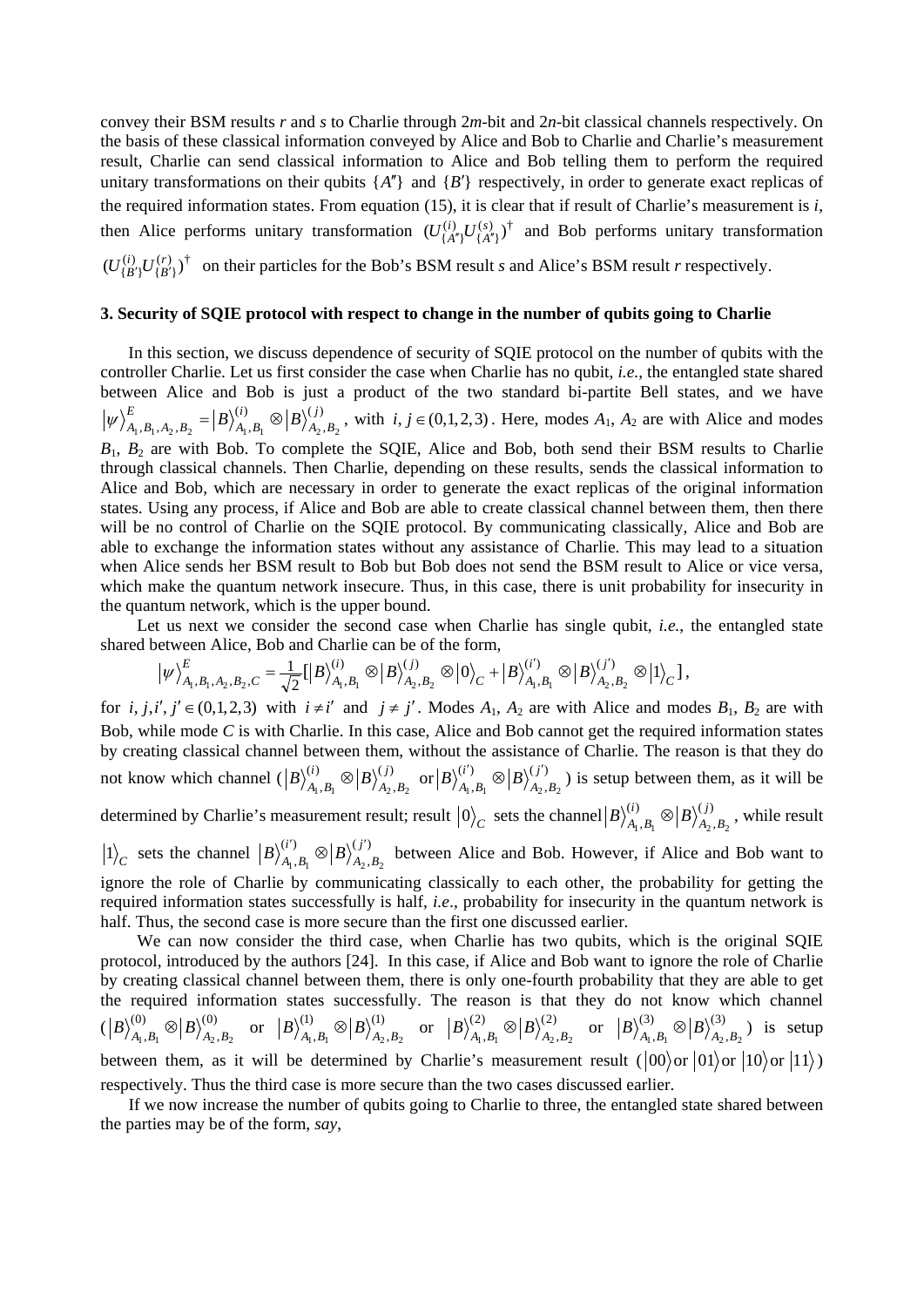convey their BSM results *r* and *s* to Charlie through 2*m*-bit and 2*n*-bit classical channels respectively. On the basis of these classical information conveyed by Alice and Bob to Charlie and Charlie's measurement result, Charlie can send classical information to Alice and Bob telling them to perform the required unitary transformations on their qubits $\{A''\}$ and $\{B'\}$ respectively, in order to generate exact replicas of the required information states. From equation (15), it is clear that if result of Charlie's measurement is *i*, then Alice performs unitary transformation $(U^{(i)}_{\{A''\}}U^{(s)}_{\{A''\}})^{\dagger}$ and Bob performs unitary transformation $(U^{(i)}_{\{B'\}}U^{(r)}_{\{B'\}})^{\dagger}$ on their particles for the Bob's BSM result *s* and Alice's BSM result *r* respectively.

## 3. Security of SQIE protocol with respect to change in the number of qubits going to Charlie

In this section, we discuss dependence of security of SQIE protocol on the number of qubits with the controller Charlie. Let us first consider the case when Charlie has no qubit, *i.e.*, the entangled state shared between Alice and Bob is just a product of the two standard bi-partite Bell states, and we have $|\psi\rangle^{E}_{A_1,B_1,A_2,B_2} = |B\rangle^{(i)}_{A_1,B_1} \otimes |B\rangle^{(j)}_{A_2,B_2}$, with $i, j \in (0,1,2,3)$. Here, modes $A_1$, $A_2$ are with Alice and modes $B_1$, $B_2$ are with Bob. To complete the SQIE, Alice and Bob, both send their BSM results to Charlie through classical channels. Then Charlie, depending on these results, sends the classical information to Alice and Bob, which are necessary in order to generate the exact replicas of the original information states. Using any process, if Alice and Bob are able to create classical channel between them, then there will be no control of Charlie on the SQIE protocol. By communicating classically, Alice and Bob are able to exchange the information states without any assistance of Charlie. This may lead to a situation when Alice sends her BSM result to Bob but Bob does not send the BSM result to Alice or vice versa, which make the quantum network insecure. Thus, in this case, there is unit probability for insecurity in the quantum network, which is the upper bound.

Let us next we consider the second case when Charlie has single qubit, *i.e.*, the entangled state shared between Alice, Bob and Charlie can be of the form,

$$|\psi\rangle^{E}_{A_1,B_1,A_2,B_2,C} = \frac{1}{\sqrt{2}}[|B\rangle^{(i)}_{A_1,B_1} \otimes |B\rangle^{(j)}_{A_2,B_2} \otimes |0\rangle_C + |B\rangle^{(i')}_{A_1,B_1} \otimes |B\rangle^{(j')}_{A_2,B_2} \otimes |1\rangle_C],$$

for $i, j, i', j' \in (0,1,2,3)$ with $i \neq i'$ and $j \neq j'$. Modes $A_1$, $A_2$ are with Alice and modes $B_1$, $B_2$ are with Bob, while mode *C* is with Charlie. In this case, Alice and Bob cannot get the required information states by creating classical channel between them, without the assistance of Charlie. The reason is that they do not know which channel ($|B\rangle^{(i)}_{A_1,B_1} \otimes |B\rangle^{(j)}_{A_2,B_2}$ or $|B\rangle^{(i')}_{A_1,B_1} \otimes |B\rangle^{(j')}_{A_2,B_2}$) is setup between them, as it will be determined by Charlie's measurement result; result $|0\rangle_C$ sets the channel $|B\rangle^{(i)}_{A_1,B_1} \otimes |B\rangle^{(j)}_{A_2,B_2}$, while result $|1\rangle_C$ sets the channel $|B\rangle^{(i')}_{A_1,B_1} \otimes |B\rangle^{(j')}_{A_2,B_2}$ between Alice and Bob. However, if Alice and Bob want to ignore the role of Charlie by communicating classically to each other, the probability for getting the required information states successfully is half, *i.e*., probability for insecurity in the quantum network is half. Thus, the second case is more secure than the first one discussed earlier.

We can now consider the third case, when Charlie has two qubits, which is the original SQIE protocol, introduced by the authors [24]. In this case, if Alice and Bob want to ignore the role of Charlie by creating classical channel between them, there is only one-fourth probability that they are able to get the required information states successfully. The reason is that they do not know which channel ($|B\rangle^{(0)}_{A_1,B_1} \otimes |B\rangle^{(0)}_{A_2,B_2}$ or $|B\rangle^{(1)}_{A_1,B_1} \otimes |B\rangle^{(1)}_{A_2,B_2}$ or $|B\rangle^{(2)}_{A_1,B_1} \otimes |B\rangle^{(2)}_{A_2,B_2}$ or $|B\rangle^{(3)}_{A_1,B_1} \otimes |B\rangle^{(3)}_{A_2,B_2}$) is setup between them, as it will be determined by Charlie's measurement result ($|00\rangle$ or $|01\rangle$ or $|10\rangle$ or $|11\rangle$) respectively. Thus the third case is more secure than the two cases discussed earlier.

If we now increase the number of qubits going to Charlie to three, the entangled state shared between the parties may be of the form, *say*,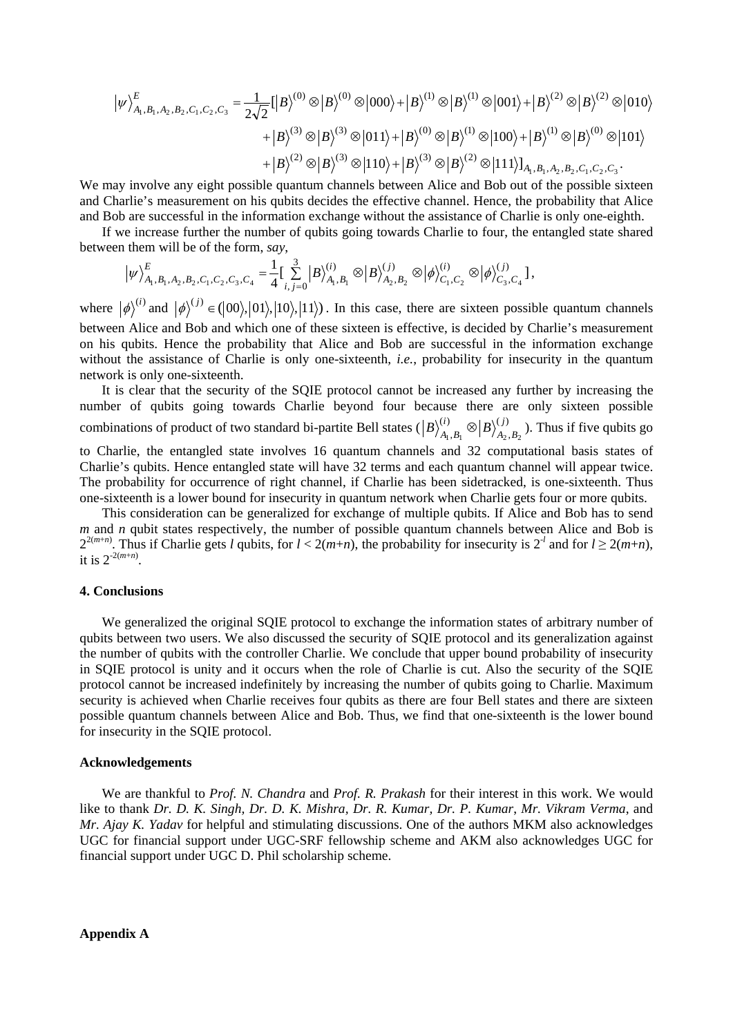$$
\begin{aligned}
|\psi\rangle^{E}_{A_1,B_1,A_2,B_2,C_1,C_2,C_3} = \frac{1}{2\sqrt{2}}[ & |B\rangle^{(0)} \otimes |B\rangle^{(0)} \otimes |000\rangle + |B\rangle^{(1)} \otimes |B\rangle^{(1)} \otimes |001\rangle + |B\rangle^{(2)} \otimes |B\rangle^{(2)} \otimes |010\rangle \\
& + |B\rangle^{(3)} \otimes |B\rangle^{(3)} \otimes |011\rangle + |B\rangle^{(0)} \otimes |B\rangle^{(1)} \otimes |100\rangle + |B\rangle^{(1)} \otimes |B\rangle^{(0)} \otimes |101\rangle \\
& + |B\rangle^{(2)} \otimes |B\rangle^{(3)} \otimes |110\rangle + |B\rangle^{(3)} \otimes |B\rangle^{(2)} \otimes |111\rangle]_{A_1,B_1,A_2,B_2,C_1,C_2,C_3}.
\end{aligned}
$$

We may involve any eight possible quantum channels between Alice and Bob out of the possible sixteen and Charlie's measurement on his qubits decides the effective channel. Hence, the probability that Alice and Bob are successful in the information exchange without the assistance of Charlie is only one-eighth.

If we increase further the number of qubits going towards Charlie to four, the entangled state shared between them will be of the form, *say*,

$$
|\psi\rangle^{E}_{A_1,B_1,A_2,B_2,C_1,C_2,C_3,C_4} = \frac{1}{4}[\sum_{i,j=0}^{3} |B\rangle^{(i)}_{A_1,B_1} \otimes |B\rangle^{(j)}_{A_2,B_2} \otimes |\phi\rangle^{(i)}_{C_1,C_2} \otimes |\phi\rangle^{(j)}_{C_3,C_4}],
$$

where $|\phi\rangle^{(i)}$ and $|\phi\rangle^{(j)} \in (|00\rangle, |01\rangle, |10\rangle, |11\rangle)$. In this case, there are sixteen possible quantum channels between Alice and Bob and which one of these sixteen is effective, is decided by Charlie's measurement on his qubits. Hence the probability that Alice and Bob are successful in the information exchange without the assistance of Charlie is only one-sixteenth, *i.e.*, probability for insecurity in the quantum network is only one-sixteenth.

It is clear that the security of the SQIE protocol cannot be increased any further by increasing the number of qubits going towards Charlie beyond four because there are only sixteen possible combinations of product of two standard bi-partite Bell states ($|B\rangle^{(i)}_{A_1,B_1} \otimes |B\rangle^{(j)}_{A_2,B_2}$). Thus if five qubits go to Charlie, the entangled state involves 16 quantum channels and 32 computational basis states of Charlie's qubits. Hence entangled state will have 32 terms and each quantum channel will appear twice. The probability for occurrence of right channel, if Charlie has been sidetracked, is one-sixteenth. Thus one-sixteenth is a lower bound for insecurity in quantum network when Charlie gets four or more qubits.

This consideration can be generalized for exchange of multiple qubits. If Alice and Bob has to send *m* and *n* qubit states respectively, the number of possible quantum channels between Alice and Bob is $2^{2(m+n)}$. Thus if Charlie gets *l* qubits, for $l < 2(m+n)$, the probability for insecurity is $2^{-l}$ and for $l \geq 2(m+n)$, it is $2^{-2(m+n)}$.

#### 4. Conclusions

We generalized the original SQIE protocol to exchange the information states of arbitrary number of qubits between two users. We also discussed the security of SQIE protocol and its generalization against the number of qubits with the controller Charlie. We conclude that upper bound probability of insecurity in SQIE protocol is unity and it occurs when the role of Charlie is cut. Also the security of the SQIE protocol cannot be increased indefinitely by increasing the number of qubits going to Charlie. Maximum security is achieved when Charlie receives four qubits as there are four Bell states and there are sixteen possible quantum channels between Alice and Bob. Thus, we find that one-sixteenth is the lower bound for insecurity in the SQIE protocol.

#### Acknowledgements

We are thankful to *Prof. N. Chandra* and *Prof. R. Prakash* for their interest in this work. We would like to thank *Dr. D. K. Singh, Dr. D. K. Mishra, Dr. R. Kumar, Dr. P. Kumar, Mr. Vikram Verma*, and *Mr. Ajay K. Yadav* for helpful and stimulating discussions. One of the authors MKM also acknowledges UGC for financial support under UGC-SRF fellowship scheme and AKM also acknowledges UGC for financial support under UGC D. Phil scholarship scheme.

#### Appendix A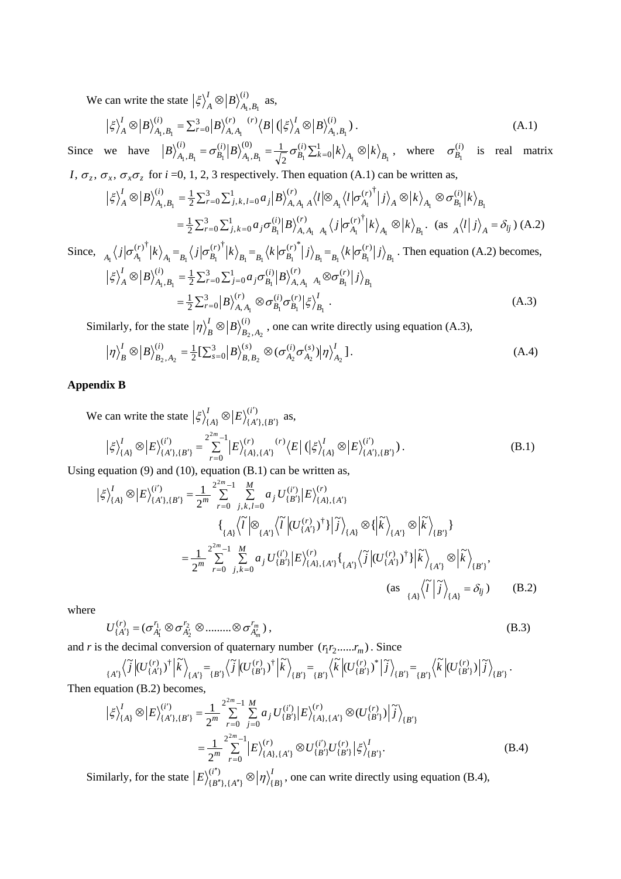We can write the state $|\xi\rangle_A^I \otimes |B\rangle_{A_1,B_1}^{(i)}$ as,

$$|\xi\rangle_A^I \otimes |B\rangle_{A_1,B_1}^{(i)} = \sum_{r=0}^{3} |B\rangle_{A,A_1}^{(r)} \; {}^{(r)}\langle B| \left(|\xi\rangle_A^I \otimes |B\rangle_{A_1,B_1}^{(i)}\right). \tag{A.1}$$

Since we have $|B\rangle_{A_1,B_1}^{(i)} = \sigma_{B_1}^{(i)} |B\rangle_{A_1,B_1}^{(0)} = \frac{1}{\sqrt{2}} \sigma_{B_1}^{(i)} \sum_{k=0}^{1} |k\rangle_{A_1} \otimes |k\rangle_{B_1}$, where $\sigma_{B_1}^{(i)}$ is real matrix $I$, $\sigma_z$, $\sigma_x$, $\sigma_x\sigma_z$ for $i$ =0, 1, 2, 3 respectively. Then equation (A.1) can be written as,

$$\begin{aligned}
|\xi\rangle_A^I \otimes |B\rangle_{A_1,B_1}^{(i)} &= \tfrac{1}{2} \sum_{r=0}^{3} \sum_{j,k,l=0}^{1} a_j |B\rangle_{A,A_1}^{(r)} \; {}_A\langle l| \otimes {}_{A_1}\langle l| \sigma_{A_1}^{(r)\dagger} |j\rangle_A \otimes |k\rangle_{A_1} \otimes \sigma_{B_1}^{(i)} |k\rangle_{B_1} \\
&= \tfrac{1}{2} \sum_{r=0}^{3} \sum_{j,k=0}^{1} a_j \sigma_{B_1}^{(i)} |B\rangle_{A,A_1}^{(r)} \; {}_{A_1}\langle j| \sigma_{A_1}^{(r)\dagger} |k\rangle_{A_1} \otimes |k\rangle_{B_1}. \quad (\text{as } {}_A\langle l | j\rangle_A = \delta_{lj})
\end{aligned} \tag{A.2}$$

Since, ${}_{A_1}\langle j| \sigma_{A_1}^{(r)\dagger} |k\rangle_{A_1} = {}_{B_1}\langle j| \sigma_{B_1}^{(r)\dagger} |k\rangle_{B_1} = {}_{B_1}\langle k| \sigma_{B_1}^{(r)*} |j\rangle_{B_1} = {}_{B_1}\langle k| \sigma_{B_1}^{(r)} |j\rangle_{B_1}$. Then equation (A.2) becomes,

$$\begin{aligned}
|\xi\rangle_A^I \otimes |B\rangle_{A_1,B_1}^{(i)} &= \tfrac{1}{2} \sum_{r=0}^{3} \sum_{j=0}^{1} a_j \sigma_{B_1}^{(i)} |B\rangle_{A,A_1}^{(r)} \; {}_{A_1}\otimes \sigma_{B_1}^{(r)} |j\rangle_{B_1} \\
&= \tfrac{1}{2} \sum_{r=0}^{3} |B\rangle_{A,A_1}^{(r)} \otimes \sigma_{B_1}^{(i)} \sigma_{B_1}^{(r)} |\xi\rangle_{B_1}^I .
\end{aligned} \tag{A.3}$$

Similarly, for the state $|\eta\rangle_B^I \otimes |B\rangle_{B_2,A_2}^{(i)}$, one can write directly using equation (A.3),

$$|\eta\rangle_B^I \otimes |B\rangle_{B_2,A_2}^{(i)} = \tfrac{1}{2} \left[\sum_{s=0}^{3} |B\rangle_{B,B_2}^{(s)} \otimes (\sigma_{A_2}^{(i)} \sigma_{A_2}^{(s)}) |\eta\rangle_{A_2}^I\right]. \tag{A.4}$$

## Appendix B

We can write the state $|\xi\rangle_{\{A\}}^I \otimes |E\rangle_{\{A'\},\{B'\}}^{(i')}$ as,

$$|\xi\rangle_{\{A\}}^I \otimes |E\rangle_{\{A'\},\{B'\}}^{(i')} = \sum_{r=0}^{2^{2m}-1} |E\rangle_{\{A\},\{A'\}}^{(r)} \; {}^{(r)}\langle E| \left(|\xi\rangle_{\{A\}}^I \otimes |E\rangle_{\{A'\},\{B'\}}^{(i')}\right). \tag{B.1}$$

Using equation (9) and (10), equation (B.1) can be written as,

$$\begin{aligned}
|\xi\rangle_{\{A\}}^I \otimes |E\rangle_{\{A'\},\{B'\}}^{(i')} &= \frac{1}{2^m} \sum_{r=0}^{2^{2m}-1} \sum_{j,k,l=0}^{M} a_j U_{\{B'\}}^{(i')} |E\rangle_{\{A\},\{A'\}}^{(r)} \\
&\qquad \left\{ {}_{\{A\}}\langle \tilde{l}| \otimes {}_{\{A'\}}\langle \tilde{l}| (U_{\{A'\}}^{(r)})^\dagger \} |\tilde{j}\rangle_{\{A\}} \otimes \{ |\tilde{k}\rangle_{\{A'\}} \otimes |\tilde{k}\rangle_{\{B'\}} \right\} \\
&= \frac{1}{2^m} \sum_{r=0}^{2^{2m}-1} \sum_{j,k=0}^{M} a_j U_{\{B'\}}^{(i')} |E\rangle_{\{A\},\{A'\}}^{(r)} \{ {}_{\{A'\}}\langle \tilde{j}| (U_{\{A'\}}^{(r)})^\dagger \} |\tilde{k}\rangle_{\{A'\}} \otimes |\tilde{k}\rangle_{\{B'\}}, \\
&\qquad\qquad (\text{as } {}_{\{A\}}\langle \tilde{l} | \tilde{j}\rangle_{\{A\}} = \delta_{lj})
\end{aligned} \tag{B.2}$$

where

$$U_{\{A'\}}^{(r)} = (\sigma_{A'_1}^{r_1} \otimes \sigma_{A'_2}^{r_2} \otimes \ldots\ldots\ldots \otimes \sigma_{A'_m}^{r_m}), \tag{B.3}$$

and $r$ is the decimal conversion of quaternary number $(r_1 r_2 \ldots\ldots r_m)$. Since

$${}_{\{A'\}}\langle \tilde{j}| (U_{\{A'\}}^{(r)})^\dagger |\tilde{k}\rangle_{\{A'\}} = {}_{\{B'\}}\langle \tilde{j}| (U_{\{B'\}}^{(r)})^\dagger |\tilde{k}\rangle_{\{B'\}} = {}_{\{B'\}}\langle \tilde{k}| (U_{\{B'\}}^{(r)})^* |\tilde{j}\rangle_{\{B'\}} = {}_{\{B'\}}\langle \tilde{k}| (U_{\{B'\}}^{(r)}) |\tilde{j}\rangle_{\{B'\}}.$$

Then equation (B.2) becomes,

$$\begin{aligned}
|\xi\rangle_{\{A\}}^I \otimes |E\rangle_{\{A'\},\{B'\}}^{(i')} &= \frac{1}{2^m} \sum_{r=0}^{2^{2m}-1} \sum_{j=0}^{M} a_j U_{\{B'\}}^{(i')} |E\rangle_{\{A\},\{A'\}}^{(r)} \otimes (U_{\{B'\}}^{(r)}) |\tilde{j}\rangle_{\{B'\}} \\
&= \frac{1}{2^m} \sum_{r=0}^{2^{2m}-1} |E\rangle_{\{A\},\{A'\}}^{(r)} \otimes U_{\{B'\}}^{(i')} U_{\{B'\}}^{(r)} |\xi\rangle_{\{B'\}}^I .
\end{aligned} \tag{B.4}$$

Similarly, for the state $|E\rangle_{\{B''\},\{A''\}}^{(i'')} \otimes |\eta\rangle_{\{B\}}^I$, one can write directly using equation (B.4),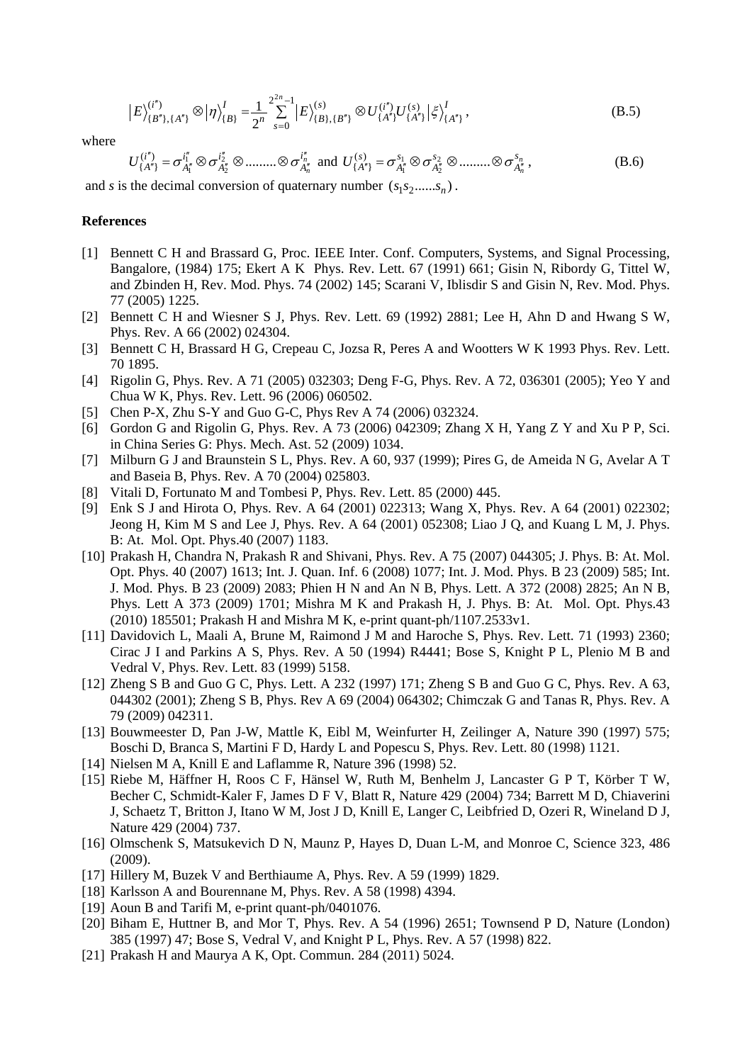$$\left|E\right\rangle^{(i'')}_{\{B''\},\{A''\}} \otimes \left|\eta\right\rangle^{I}_{\{B\}} = \frac{1}{2^n}\sum_{s=0}^{2^{2n}-1}\left|E\right\rangle^{(s)}_{\{B\},\{B''\}} \otimes U^{(i'')}_{\{A''\}}U^{(s)}_{\{A''\}}\left|\xi\right\rangle^{I}_{\{A''\}}, \tag{B.5}$$

where

$$U^{(i'')}_{\{A''\}} = \sigma^{i''_1}_{A''_1} \otimes \sigma^{i''_2}_{A''_2} \otimes .........\otimes \sigma^{i''_n}_{A''_n} \text{ and } U^{(s)}_{\{A''\}} = \sigma^{s_1}_{A''_1} \otimes \sigma^{s_2}_{A''_2} \otimes .........\otimes \sigma^{s_n}_{A''_n}, \tag{B.6}$$

and $s$ is the decimal conversion of quaternary number $(s_1 s_2......s_n)$.

**References**

[1] Bennett C H and Brassard G, Proc. IEEE Inter. Conf. Computers, Systems, and Signal Processing, Bangalore, (1984) 175; Ekert A K Phys. Rev. Lett. 67 (1991) 661; Gisin N, Ribordy G, Tittel W, and Zbinden H, Rev. Mod. Phys. 74 (2002) 145; Scarani V, Iblisdir S and Gisin N, Rev. Mod. Phys. 77 (2005) 1225.

[2] Bennett C H and Wiesner S J, Phys. Rev. Lett. 69 (1992) 2881; Lee H, Ahn D and Hwang S W, Phys. Rev. A 66 (2002) 024304.

[3] Bennett C H, Brassard H G, Crepeau C, Jozsa R, Peres A and Wootters W K 1993 Phys. Rev. Lett. 70 1895.

[4] Rigolin G, Phys. Rev. A 71 (2005) 032303; Deng F-G, Phys. Rev. A 72, 036301 (2005); Yeo Y and Chua W K, Phys. Rev. Lett. 96 (2006) 060502.

[5] Chen P-X, Zhu S-Y and Guo G-C, Phys Rev A 74 (2006) 032324.

[6] Gordon G and Rigolin G, Phys. Rev. A 73 (2006) 042309; Zhang X H, Yang Z Y and Xu P P, Sci. in China Series G: Phys. Mech. Ast. 52 (2009) 1034.

[7] Milburn G J and Braunstein S L, Phys. Rev. A 60, 937 (1999); Pires G, de Ameida N G, Avelar A T and Baseia B, Phys. Rev. A 70 (2004) 025803.

[8] Vitali D, Fortunato M and Tombesi P, Phys. Rev. Lett. 85 (2000) 445.

[9] Enk S J and Hirota O, Phys. Rev. A 64 (2001) 022313; Wang X, Phys. Rev. A 64 (2001) 022302; Jeong H, Kim M S and Lee J, Phys. Rev. A 64 (2001) 052308; Liao J Q, and Kuang L M, J. Phys. B: At. Mol. Opt. Phys.40 (2007) 1183.

[10] Prakash H, Chandra N, Prakash R and Shivani, Phys. Rev. A 75 (2007) 044305; J. Phys. B: At. Mol. Opt. Phys. 40 (2007) 1613; Int. J. Quan. Inf. 6 (2008) 1077; Int. J. Mod. Phys. B 23 (2009) 585; Int. J. Mod. Phys. B 23 (2009) 2083; Phien H N and An N B, Phys. Lett. A 372 (2008) 2825; An N B, Phys. Lett A 373 (2009) 1701; Mishra M K and Prakash H, J. Phys. B: At. Mol. Opt. Phys.43 (2010) 185501; Prakash H and Mishra M K, e-print quant-ph/1107.2533v1.

[11] Davidovich L, Maali A, Brune M, Raimond J M and Haroche S, Phys. Rev. Lett. 71 (1993) 2360; Cirac J I and Parkins A S, Phys. Rev. A 50 (1994) R4441; Bose S, Knight P L, Plenio M B and Vedral V, Phys. Rev. Lett. 83 (1999) 5158.

[12] Zheng S B and Guo G C, Phys. Lett. A 232 (1997) 171; Zheng S B and Guo G C, Phys. Rev. A 63, 044302 (2001); Zheng S B, Phys. Rev A 69 (2004) 064302; Chimczak G and Tanas R, Phys. Rev. A 79 (2009) 042311.

[13] Bouwmeester D, Pan J-W, Mattle K, Eibl M, Weinfurter H, Zeilinger A, Nature 390 (1997) 575; Boschi D, Branca S, Martini F D, Hardy L and Popescu S, Phys. Rev. Lett. 80 (1998) 1121.

[14] Nielsen M A, Knill E and Laflamme R, Nature 396 (1998) 52.

[15] Riebe M, Häffner H, Roos C F, Hänsel W, Ruth M, Benhelm J, Lancaster G P T, Körber T W, Becher C, Schmidt-Kaler F, James D F V, Blatt R, Nature 429 (2004) 734; Barrett M D, Chiaverini J, Schaetz T, Britton J, Itano W M, Jost J D, Knill E, Langer C, Leibfried D, Ozeri R, Wineland D J, Nature 429 (2004) 737.

[16] Olmschenk S, Matsukevich D N, Maunz P, Hayes D, Duan L-M, and Monroe C, Science 323, 486 (2009).

[17] Hillery M, Buzek V and Berthiaume A, Phys. Rev. A 59 (1999) 1829.

[18] Karlsson A and Bourennane M, Phys. Rev. A 58 (1998) 4394.

[19] Aoun B and Tarifi M, e-print quant-ph/0401076.

[20] Biham E, Huttner B, and Mor T, Phys. Rev. A 54 (1996) 2651; Townsend P D, Nature (London) 385 (1997) 47; Bose S, Vedral V, and Knight P L, Phys. Rev. A 57 (1998) 822.

[21] Prakash H and Maurya A K, Opt. Commun. 284 (2011) 5024.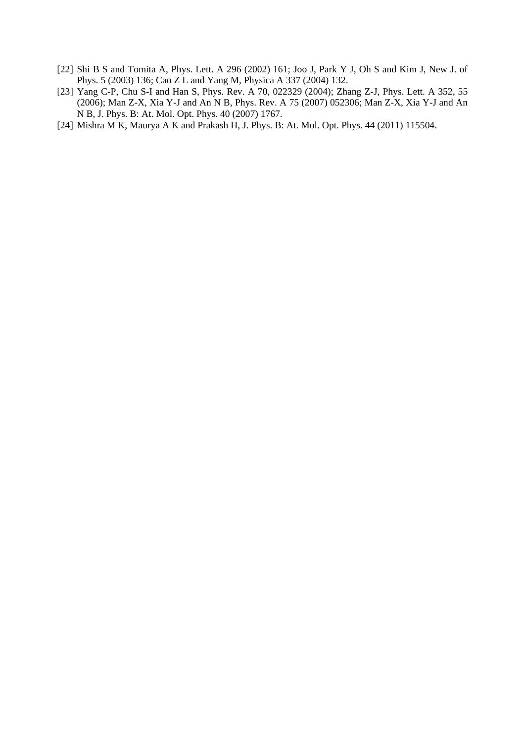[22] Shi B S and Tomita A, Phys. Lett. A 296 (2002) 161; Joo J, Park Y J, Oh S and Kim J, New J. of Phys. 5 (2003) 136; Cao Z L and Yang M, Physica A 337 (2004) 132.

[23] Yang C-P, Chu S-I and Han S, Phys. Rev. A 70, 022329 (2004); Zhang Z-J, Phys. Lett. A 352, 55 (2006); Man Z-X, Xia Y-J and An N B, Phys. Rev. A 75 (2007) 052306; Man Z-X, Xia Y-J and An N B, J. Phys. B: At. Mol. Opt. Phys. 40 (2007) 1767.

[24] Mishra M K, Maurya A K and Prakash H, J. Phys. B: At. Mol. Opt. Phys. 44 (2011) 115504.